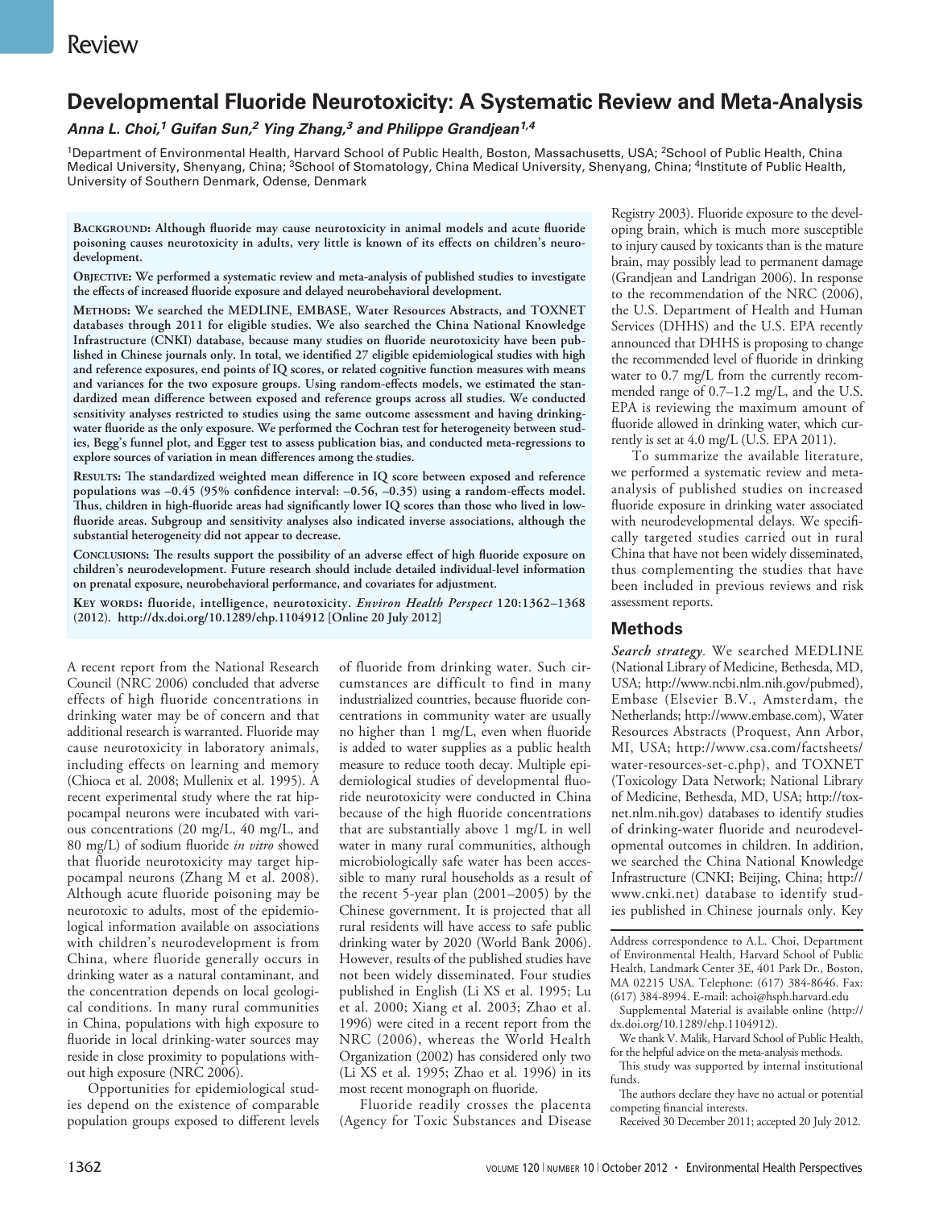# Developmental Fluoride Neurotoxicity: A Systematic Review and Meta-Analysis

***Anna L. Choi,[1] Guifan Sun,[2] Ying Zhang,[3] and Philippe Grandjean[1,4]***

[1]Department of Environmental Health, Harvard School of Public Health, Boston, Massachusetts, USA; [2]School of Public Health, China Medical University, Shenyang, China; [3]School of Stomatology, China Medical University, Shenyang, China; [4]Institute of Public Health, University of Southern Denmark, Odense, Denmark

**Background: Although fluoride may cause neurotoxicity in animal models and acute fluoride poisoning causes neurotoxicity in adults, very little is known of its effects on children's neurodevelopment.**

**Objective: We performed a systematic review and meta-analysis of published studies to investigate the effects of increased fluoride exposure and delayed neurobehavioral development.**

**Methods: We searched the MEDLINE, EMBASE, Water Resources Abstracts, and TOXNET databases through 2011 for eligible studies. We also searched the China National Knowledge Infrastructure (CNKI) database, because many studies on fluoride neurotoxicity have been published in Chinese journals only. In total, we identified 27 eligible epidemiological studies with high and reference exposures, end points of IQ scores, or related cognitive function measures with means and variances for the two exposure groups. Using random-effects models, we estimated the standardized mean difference between exposed and reference groups across all studies. We conducted sensitivity analyses restricted to studies using the same outcome assessment and having drinking-water fluoride as the only exposure. We performed the Cochran test for heterogeneity between studies, Begg's funnel plot, and Egger test to assess publication bias, and conducted meta-regressions to explore sources of variation in mean differences among the studies.**

**Results: The standardized weighted mean difference in IQ score between exposed and reference populations was –0.45 (95% confidence interval: –0.56, –0.35) using a random-effects model. Thus, children in high-fluoride areas had significantly lower IQ scores than those who lived in low-fluoride areas. Subgroup and sensitivity analyses also indicated inverse associations, although the substantial heterogeneity did not appear to decrease.**

**Conclusions: The results support the possibility of an adverse effect of high fluoride exposure on children's neurodevelopment. Future research should include detailed individual-level information on prenatal exposure, neurobehavioral performance, and covariates for adjustment.**

**Key words: fluoride, intelligence, neurotoxicity.** ***Environ Health Perspect*** **120:1362–1368 (2012). http://dx.doi.org/10.1289/ehp.1104912 [Online 20 July 2012]**

A recent report from the National Research Council (NRC 2006) concluded that adverse effects of high fluoride concentrations in drinking water may be of concern and that additional research is warranted. Fluoride may cause neurotoxicity in laboratory animals, including effects on learning and memory (Chioca et al. 2008; Mullenix et al. 1995). A recent experimental study where the rat hippocampal neurons were incubated with various concentrations (20 mg/L, 40 mg/L, and 80 mg/L) of sodium fluoride *in vitro* showed that fluoride neurotoxicity may target hippocampal neurons (Zhang M et al. 2008). Although acute fluoride poisoning may be neurotoxic to adults, most of the epidemiological information available on associations with children's neurodevelopment is from China, where fluoride generally occurs in drinking water as a natural contaminant, and the concentration depends on local geological conditions. In many rural communities in China, populations with high exposure to fluoride in local drinking-water sources may reside in close proximity to populations without high exposure (NRC 2006).

Opportunities for epidemiological studies depend on the existence of comparable population groups exposed to different levels of fluoride from drinking water. Such circumstances are difficult to find in many industrialized countries, because fluoride concentrations in community water are usually no higher than 1 mg/L, even when fluoride is added to water supplies as a public health measure to reduce tooth decay. Multiple epidemiological studies of developmental fluoride neurotoxicity were conducted in China because of the high fluoride concentrations that are substantially above 1 mg/L in well water in many rural communities, although microbiologically safe water has been accessible to many rural households as a result of the recent 5-year plan (2001–2005) by the Chinese government. It is projected that all rural residents will have access to safe public drinking water by 2020 (World Bank 2006). However, results of the published studies have not been widely disseminated. Four studies published in English (Li XS et al. 1995; Lu et al. 2000; Xiang et al. 2003; Zhao et al. 1996) were cited in a recent report from the NRC (2006), whereas the World Health Organization (2002) has considered only two (Li XS et al. 1995; Zhao et al. 1996) in its most recent monograph on fluoride.

Fluoride readily crosses the placenta (Agency for Toxic Substances and Disease Registry 2003). Fluoride exposure to the developing brain, which is much more susceptible to injury caused by toxicants than is the mature brain, may possibly lead to permanent damage (Grandjean and Landrigan 2006). In response to the recommendation of the NRC (2006), the U.S. Department of Health and Human Services (DHHS) and the U.S. EPA recently announced that DHHS is proposing to change the recommended level of fluoride in drinking water to 0.7 mg/L from the currently recommended range of 0.7–1.2 mg/L, and the U.S. EPA is reviewing the maximum amount of fluoride allowed in drinking water, which currently is set at 4.0 mg/L (U.S. EPA 2011).

To summarize the available literature, we performed a systematic review and meta-analysis of published studies on increased fluoride exposure in drinking water associated with neurodevelopmental delays. We specifically targeted studies carried out in rural China that have not been widely disseminated, thus complementing the studies that have been included in previous reviews and risk assessment reports.

## Methods

***Search strategy.*** We searched MEDLINE (National Library of Medicine, Bethesda, MD, USA; http://www.ncbi.nlm.nih.gov/pubmed), Embase (Elsevier B.V., Amsterdam, the Netherlands; http://www.embase.com), Water Resources Abstracts (Proquest, Ann Arbor, MI, USA; http://www.csa.com/factsheets/water-resources-set-c.php), and TOXNET (Toxicology Data Network; National Library of Medicine, Bethesda, MD, USA; http://toxnet.nlm.nih.gov) databases to identify studies of drinking-water fluoride and neurodevelopmental outcomes in children. In addition, we searched the China National Knowledge Infrastructure (CNKI; Beijing, China; http://www.cnki.net) database to identify studies published in Chinese journals only. Key

Address correspondence to A.L. Choi, Department of Environmental Health, Harvard School of Public Health, Landmark Center 3E, 401 Park Dr., Boston, MA 02215 USA. Telephone: (617) 384-8646. Fax: (617) 384-8994. E-mail: achoi@hsph.harvard.edu

Supplemental Material is available online (http://dx.doi.org/10.1289/ehp.1104912).

We thank V. Malik, Harvard School of Public Health, for the helpful advice on the meta-analysis methods.

This study was supported by internal institutional funds.

The authors declare they have no actual or potential competing financial interests.

Received 30 December 2011; accepted 20 July 2012.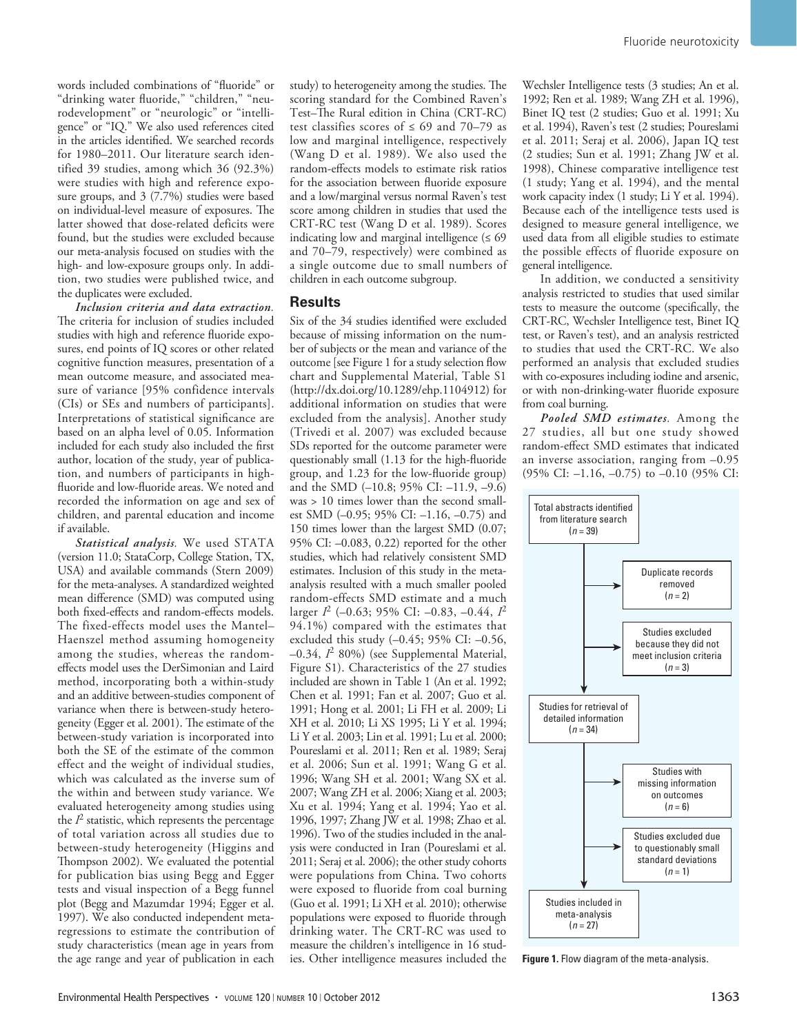words included combinations of "fluoride" or "drinking water fluoride," "children," "neurodevelopment" or "neurologic" or "intelligence" or "IQ." We also used references cited in the articles identified. We searched records for 1980–2011. Our literature search identified 39 studies, among which 36 (92.3%) were studies with high and reference exposure groups, and 3 (7.7%) studies were based on individual-level measure of exposures. The latter showed that dose-related deficits were found, but the studies were excluded because our meta-analysis focused on studies with the high- and low-exposure groups only. In addition, two studies were published twice, and the duplicates were excluded.

***Inclusion criteria and data extraction.*** The criteria for inclusion of studies included studies with high and reference fluoride exposures, end points of IQ scores or other related cognitive function measures, presentation of a mean outcome measure, and associated measure of variance [95% confidence intervals (CIs) or SEs and numbers of participants]. Interpretations of statistical significance are based on an alpha level of 0.05. Information included for each study also included the first author, location of the study, year of publication, and numbers of participants in high-fluoride and low-fluoride areas. We noted and recorded the information on age and sex of children, and parental education and income if available.

***Statistical analysis.*** We used STATA (version 11.0; StataCorp, College Station, TX, USA) and available commands (Stern 2009) for the meta-analyses. A standardized weighted mean difference (SMD) was computed using both fixed-effects and random-effects models. The fixed-effects model uses the Mantel–Haenszel method assuming homogeneity among the studies, whereas the random-effects model uses the DerSimonian and Laird method, incorporating both a within-study and an additive between-studies component of variance when there is between-study heterogeneity (Egger et al. 2001). The estimate of the between-study variation is incorporated into both the SE of the estimate of the common effect and the weight of individual studies, which was calculated as the inverse sum of the within and between study variance. We evaluated heterogeneity among studies using the $I^2$ statistic, which represents the percentage of total variation across all studies due to between-study heterogeneity (Higgins and Thompson 2002). We evaluated the potential for publication bias using Begg and Egger tests and visual inspection of a Begg funnel plot (Begg and Mazumdar 1994; Egger et al. 1997). We also conducted independent meta-regressions to estimate the contribution of study characteristics (mean age in years from the age range and year of publication in each study) to heterogeneity among the studies. The scoring standard for the Combined Raven's Test–The Rural edition in China (CRT-RC) test classifies scores of ≤ 69 and 70–79 as low and marginal intelligence, respectively (Wang D et al. 1989). We also used the random-effects models to estimate risk ratios for the association between fluoride exposure and a low/marginal versus normal Raven's test score among children in studies that used the CRT-RC test (Wang D et al. 1989). Scores indicating low and marginal intelligence (≤ 69 and 70–79, respectively) were combined as a single outcome due to small numbers of children in each outcome subgroup.

## Results

Six of the 34 studies identified were excluded because of missing information on the number of subjects or the mean and variance of the outcome [see Figure 1 for a study selection flow chart and Supplemental Material, Table S1 (http://dx.doi.org/10.1289/ehp.1104912) for additional information on studies that were excluded from the analysis]. Another study (Trivedi et al. 2007) was excluded because SDs reported for the outcome parameter were questionably small (1.13 for the high-fluoride group, and 1.23 for the low-fluoride group) and the SMD (–10.8; 95% CI: –11.9, –9.6) was > 10 times lower than the second smallest SMD (–0.95; 95% CI: –1.16, –0.75) and 150 times lower than the largest SMD (0.07; 95% CI: –0.083, 0.22) reported for the other studies, which had relatively consistent SMD estimates. Inclusion of this study in the meta-analysis resulted with a much smaller pooled random-effects SMD estimate and a much larger $I^2$ (–0.63; 95% CI: –0.83, –0.44, $I^2$ 94.1%) compared with the estimates that excluded this study (–0.45; 95% CI: –0.56, –0.34, $I^2$ 80%) (see Supplemental Material, Figure S1). Characteristics of the 27 studies included are shown in Table 1 (An et al. 1992; Chen et al. 1991; Fan et al. 2007; Guo et al. 1991; Hong et al. 2001; Li FH et al. 2009; Li XH et al. 2010; Li XS 1995; Li Y et al. 1994; Li Y et al. 2003; Lin et al. 1991; Lu et al. 2000; Poureslami et al. 2011; Ren et al. 1989; Seraj et al. 2006; Sun et al. 1991; Wang G et al. 1996; Wang SH et al. 2001; Wang SX et al. 2007; Wang ZH et al. 2006; Xiang et al. 2003; Xu et al. 1994; Yang et al. 1994; Yao et al. 1996, 1997; Zhang JW et al. 1998; Zhao et al. 1996). Two of the studies included in the analysis were conducted in Iran (Poureslami et al. 2011; Seraj et al. 2006); the other study cohorts were populations from China. Two cohorts were exposed to fluoride from coal burning (Guo et al. 1991; Li XH et al. 2010); otherwise populations were exposed to fluoride through drinking water. The CRT-RC was used to measure the children's intelligence in 16 studies. Other intelligence measures included the Wechsler Intelligence tests (3 studies; An et al. 1992; Ren et al. 1989; Wang ZH et al. 1996), Binet IQ test (2 studies; Guo et al. 1991; Xu et al. 1994), Raven's test (2 studies; Poureslami et al. 2011; Seraj et al. 2006), Japan IQ test (2 studies; Sun et al. 1991; Zhang JW et al. 1998), Chinese comparative intelligence test (1 study; Yang et al. 1994), and the mental work capacity index (1 study; Li Y et al. 1994). Because each of the intelligence tests used is designed to measure general intelligence, we used data from all eligible studies to estimate the possible effects of fluoride exposure on general intelligence.

In addition, we conducted a sensitivity analysis restricted to studies that used similar tests to measure the outcome (specifically, the CRT-RC, Wechsler Intelligence test, Binet IQ test, or Raven's test), and an analysis restricted to studies that used the CRT-RC. We also performed an analysis that excluded studies with co-exposures including iodine and arsenic, or with non-drinking-water fluoride exposure from coal burning.

***Pooled SMD estimates.*** Among the 27 studies, all but one study showed random-effect SMD estimates that indicated an inverse association, ranging from –0.95 (95% CI: –1.16, –0.75) to –0.10 (95% CI:

Total abstracts identified from literature search ($n$ = 39)
→ Duplicate records removed ($n$ = 2)
→ Studies excluded because they did not meet inclusion criteria ($n$ = 3)

Studies for retrieval of detailed information ($n$ = 34)
→ Studies with missing information on outcomes ($n$ = 6)
→ Studies excluded due to questionably small standard deviations ($n$ = 1)

Studies included in meta-analysis ($n$ = 27)

**Figure 1.** Flow diagram of the meta-analysis.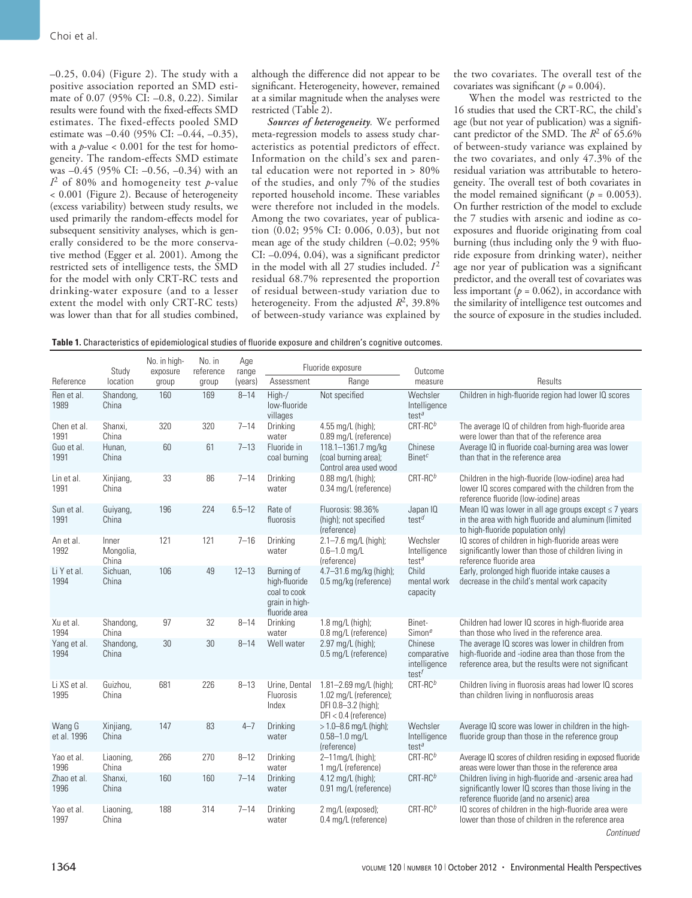–0.25, 0.04) (Figure 2). The study with a positive association reported an SMD estimate of 0.07 (95% CI: –0.8, 0.22). Similar results were found with the fixed-effects SMD estimates. The fixed-effects pooled SMD estimate was –0.40 (95% CI: –0.44, –0.35), with a $p$-value < 0.001 for the test for homogeneity. The random-effects SMD estimate was –0.45 (95% CI: –0.56, –0.34) with an $I^2$ of 80% and homogeneity test $p$-value < 0.001 (Figure 2). Because of heterogeneity (excess variability) between study results, we used primarily the random-effects model for subsequent sensitivity analyses, which is generally considered to be the more conservative method (Egger et al. 2001). Among the restricted sets of intelligence tests, the SMD for the model with only CRT-RC tests and drinking-water exposure (and to a lesser extent the model with only CRT-RC tests) was lower than that for all studies combined, although the difference did not appear to be significant. Heterogeneity, however, remained at a similar magnitude when the analyses were restricted (Table 2).

***Sources of heterogeneity.*** We performed meta-regression models to assess study characteristics as potential predictors of effect. Information on the child's sex and parental education were not reported in > 80% of the studies, and only 7% of the studies reported household income. These variables were therefore not included in the models. Among the two covariates, year of publication (0.02; 95% CI: 0.006, 0.03), but not mean age of the study children (–0.02; 95% CI: –0.094, 0.04), was a significant predictor in the model with all 27 studies included. $I^2$ residual 68.7% represented the proportion of residual between-study variation due to heterogeneity. From the adjusted $R^2$, 39.8% of between-study variance was explained by the two covariates. The overall test of the covariates was significant ($p$ = 0.004).

When the model was restricted to the 16 studies that used the CRT-RC, the child's age (but not year of publication) was a significant predictor of the SMD. The $R^2$ of 65.6% of between-study variance was explained by the two covariates, and only 47.3% of the residual variation was attributable to heterogeneity. The overall test of both covariates in the model remained significant ($p$ = 0.0053). On further restriction of the model to exclude the 7 studies with arsenic and iodine as co-exposures and fluoride originating from coal burning (thus including only the 9 with fluoride exposure from drinking water), neither age nor year of publication was a significant predictor, and the overall test of covariates was less important ($p$ = 0.062), in accordance with the similarity of intelligence test outcomes and the source of exposure in the studies included.

**Table 1.** Characteristics of epidemiological studies of fluoride exposure and children's cognitive outcomes.

| Reference | Study location | No. in high-exposure group | No. in reference group | Age range (years) | Fluoride exposure | | Outcome measure | Results |
|---|---|---|---|---|---|---|---|---|
| | | | | | Assessment | Range | | |
| Ren et al. 1989 | Shandong, China | 160 | 169 | 8–14 | High-/low-fluoride villages | Not specified | Wechsler Intelligence test[a] | Children in high-fluoride region had lower IQ scores |
| Chen et al. 1991 | Shanxi, China | 320 | 320 | 7–14 | Drinking water | 4.55 mg/L (high); 0.89 mg/L (reference) | CRT-RC[b] | The average IQ of children from high-fluoride area were lower than that of the reference area |
| Guo et al. 1991 | Hunan, China | 60 | 61 | 7–13 | Fluoride in coal burning | 118.1–1361.7 mg/kg (coal burning area); Control area used wood | Chinese Binet[c] | Average IQ in fluoride coal-burning area was lower than that in the reference area |
| Lin et al. 1991 | Xinjiang, China | 33 | 86 | 7–14 | Drinking water | 0.88 mg/L (high); 0.34 mg/L (reference) | CRT-RC[b] | Children in the high-fluoride (low-iodine) area had lower IQ scores compared with the children from the reference fluoride (low-iodine) areas |
| Sun et al. 1991 | Guiyang, China | 196 | 224 | 6.5–12 | Rate of fluorosis | Fluorosis: 98.36% (high); not specified (reference) | Japan IQ test[d] | Mean IQ was lower in all age groups except ≤ 7 years in the area with high fluoride and aluminum (limited to high-fluoride population only) |
| An et al. 1992 | Inner Mongolia, China | 121 | 121 | 7–16 | Drinking water | 2.1–7.6 mg/L (high); 0.6–1.0 mg/L (reference) | Wechsler Intelligence test[a] | IQ scores of children in high-fluoride areas were significantly lower than those of children living in reference fluoride area |
| Li Y et al. 1994 | Sichuan, China | 106 | 49 | 12–13 | Burning of high-fluoride coal to cook grain in high-fluoride area | 4.7–31.6 mg/kg (high); 0.5 mg/kg (reference) | Child mental work capacity | Early, prolonged high fluoride intake causes a decrease in the child's mental work capacity |
| Xu et al. 1994 | Shandong, China | 97 | 32 | 8–14 | Drinking water | 1.8 mg/L (high); 0.8 mg/L (reference) | Binet-Simon[e] | Children had lower IQ scores in high-fluoride area than those who lived in the reference area. |
| Yang et al. 1994 | Shandong, China | 30 | 30 | 8–14 | Well water | 2.97 mg/L (high); 0.5 mg/L (reference) | Chinese comparative intelligence test[f] | The average IQ scores was lower in children from high-fluoride and -iodine area than those from the reference area, but the results were not significant |
| Li XS et al. 1995 | Guizhou, China | 681 | 226 | 8–13 | Urine, Dental Fluorosis Index | 1.81–2.69 mg/L (high); 1.02 mg/L (reference); DFI 0.8–3.2 (high); DFI < 0.4 (reference) | CRT-RC[b] | Children living in fluorosis areas had lower IQ scores than children living in nonfluorosis areas |
| Wang G et al. 1996 | Xinjiang, China | 147 | 83 | 4–7 | Drinking water | > 1.0–8.6 mg/L (high); 0.58–1.0 mg/L (reference) | Wechsler Intelligence test[a] | Average IQ score was lower in children in the high-fluoride group than those in the reference group |
| Yao et al. 1996 | Liaoning, China | 266 | 270 | 8–12 | Drinking water | 2–11mg/L (high); 1 mg/L (reference) | CRT-RC[b] | Average IQ scores of children residing in exposed fluoride areas were lower than those in the reference area |
| Zhao et al. 1996 | Shanxi, China | 160 | 160 | 7–14 | Drinking water | 4.12 mg/L (high); 0.91 mg/L (reference) | CRT-RC[b] | Children living in high-fluoride and -arsenic area had significantly lower IQ scores than those living in the reference fluoride (and no arsenic) area |
| Yao et al. 1997 | Liaoning, China | 188 | 314 | 7–14 | Drinking water | 2 mg/L (exposed); 0.4 mg/L (reference) | CRT-RC[b] | IQ scores of children in the high-fluoride area were lower than those of children in the reference area |

*Continued*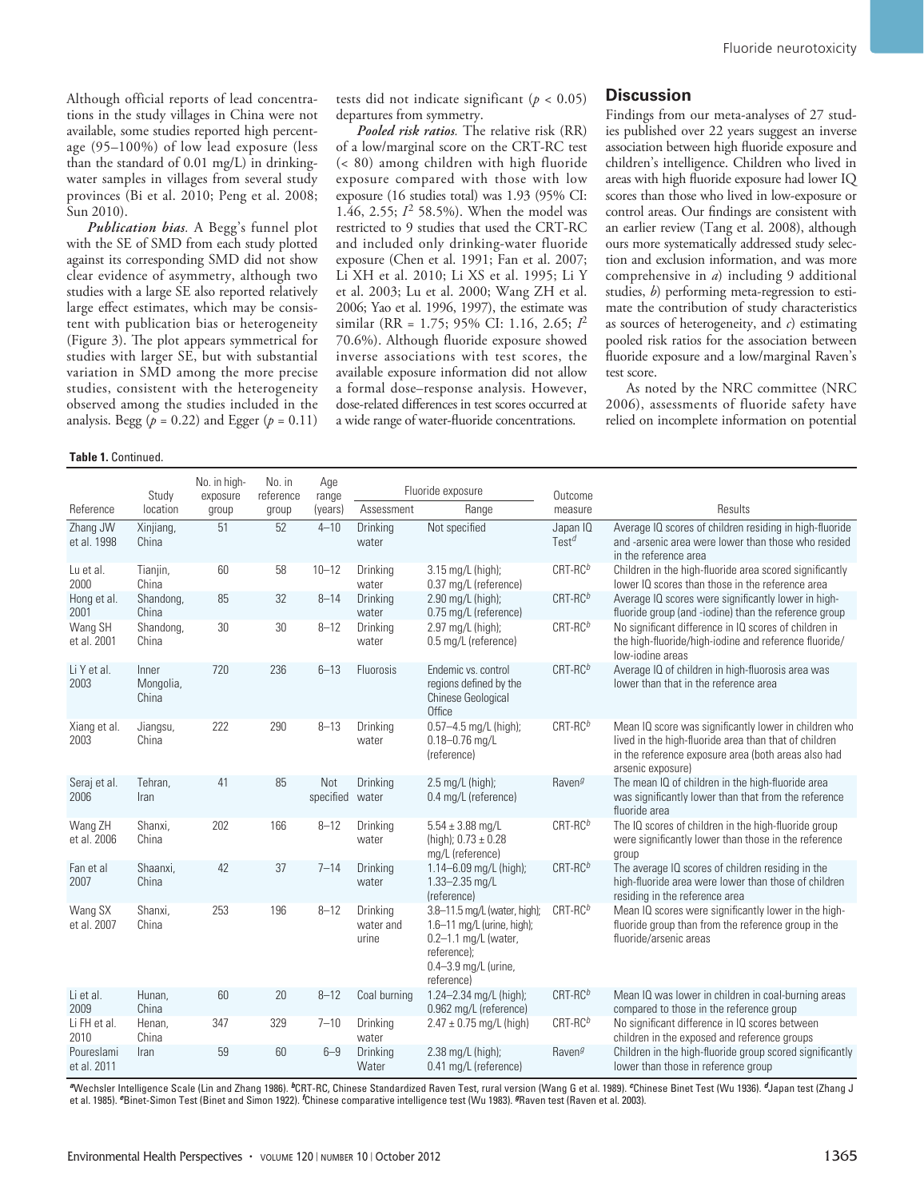Although official reports of lead concentrations in the study villages in China were not available, some studies reported high percentage (95–100%) of low lead exposure (less than the standard of 0.01 mg/L) in drinking-water samples in villages from several study provinces (Bi et al. 2010; Peng et al. 2008; Sun 2010).

*Publication bias*. A Begg's funnel plot with the SE of SMD from each study plotted against its corresponding SMD did not show clear evidence of asymmetry, although two studies with a large SE also reported relatively large effect estimates, which may be consistent with publication bias or heterogeneity (Figure 3). The plot appears symmetrical for studies with larger SE, but with substantial variation in SMD among the more precise studies, consistent with the heterogeneity observed among the studies included in the analysis. Begg ($p = 0.22$) and Egger ($p = 0.11$) tests did not indicate significant ($p < 0.05$) departures from symmetry.

*Pooled risk ratios*. The relative risk (RR) of a low/marginal score on the CRT-RC test (< 80) among children with high fluoride exposure compared with those with low exposure (16 studies total) was 1.93 (95% CI: 1.46, 2.55; $I^2$ 58.5%). When the model was restricted to 9 studies that used the CRT-RC and included only drinking-water fluoride exposure (Chen et al. 1991; Fan et al. 2007; Li XH et al. 2010; Li XS et al. 1995; Li Y et al. 2003; Lu et al. 2000; Wang ZH et al. 2006; Yao et al. 1996, 1997), the estimate was similar (RR = 1.75; 95% CI: 1.16, 2.65; $I^2$ 70.6%). Although fluoride exposure showed inverse associations with test scores, the available exposure information did not allow a formal dose–response analysis. However, dose-related differences in test scores occurred at a wide range of water-fluoride concentrations.

## Discussion

Findings from our meta-analyses of 27 studies published over 22 years suggest an inverse association between high fluoride exposure and children's intelligence. Children who lived in areas with high fluoride exposure had lower IQ scores than those who lived in low-exposure or control areas. Our findings are consistent with an earlier review (Tang et al. 2008), although ours more systematically addressed study selection and exclusion information, and was more comprehensive in *a*) including 9 additional studies, *b*) performing meta-regression to estimate the contribution of study characteristics as sources of heterogeneity, and *c*) estimating pooled risk ratios for the association between fluoride exposure and a low/marginal Raven's test score.

As noted by the NRC committee (NRC 2006), assessments of fluoride safety have relied on incomplete information on potential

**Table 1.** Continued.

| Reference | Study location | No. in high-exposure group | No. in reference group | Age range (years) | Fluoride exposure | | Outcome measure | Results |
|---|---|---|---|---|---|---|---|---|
| | | | | | Assessment | Range | | |
| Zhang JW et al. 1998 | Xinjiang, China | 51 | 52 | 4–10 | Drinking water | Not specified | Japan IQ Test[d] | Average IQ scores of children residing in high-fluoride and -arsenic area were lower than those who resided in the reference area |
| Lu et al. 2000 | Tianjin, China | 60 | 58 | 10–12 | Drinking water | 3.15 mg/L (high); 0.37 mg/L (reference) | CRT-RC[b] | Children in the high-fluoride area scored significantly lower IQ scores than those in the reference area |
| Hong et al. 2001 | Shandong, China | 85 | 32 | 8–14 | Drinking water | 2.90 mg/L (high); 0.75 mg/L (reference) | CRT-RC[b] | Average IQ scores were significantly lower in high-fluoride group (and -iodine) than the reference group |
| Wang SH et al. 2001 | Shandong, China | 30 | 30 | 8–12 | Drinking water | 2.97 mg/L (high); 0.5 mg/L (reference) | CRT-RC[b] | No significant difference in IQ scores of children in the high-fluoride/high-iodine and reference fluoride/low-iodine areas |
| Li Y et al. 2003 | Inner Mongolia, China | 720 | 236 | 6–13 | Fluorosis | Endemic vs. control regions defined by the Chinese Geological Office | CRT-RC[b] | Average IQ of children in high-fluorosis area was lower than that in the reference area |
| Xiang et al. 2003 | Jiangsu, China | 222 | 290 | 8–13 | Drinking water | 0.57–4.5 mg/L (high); 0.18–0.76 mg/L (reference) | CRT-RC[b] | Mean IQ score was significantly lower in children who lived in the high-fluoride area than that of children in the reference exposure area (both areas also had arsenic exposure) |
| Seraj et al. 2006 | Tehran, Iran | 41 | 85 | Not specified | Drinking water | 2.5 mg/L (high); 0.4 mg/L (reference) | Raven[g] | The mean IQ of children in the high-fluoride area was significantly lower than that from the reference fluoride area |
| Wang ZH et al. 2006 | Shanxi, China | 202 | 166 | 8–12 | Drinking water | 5.54 ± 3.88 mg/L (high); 0.73 ± 0.28 mg/L (reference) | CRT-RC[b] | The IQ scores of children in the high-fluoride group were significantly lower than those in the reference group |
| Fan et al 2007 | Shaanxi, China | 42 | 37 | 7–14 | Drinking water | 1.14–6.09 mg/L (high); 1.33–2.35 mg/L (reference) | CRT-RC[b] | The average IQ scores of children residing in the high-fluoride area were lower than those of children residing in the reference area |
| Wang SX et al. 2007 | Shanxi, China | 253 | 196 | 8–12 | Drinking water and urine | 3.8–11.5 mg/L (water, high); 1.6–11 mg/L (urine, high); 0.2–1.1 mg/L (water, reference); 0.4–3.9 mg/L (urine, reference) | CRT-RC[b] | Mean IQ scores were significantly lower in the high-fluoride group than from the reference group in the fluoride/arsenic areas |
| Li et al. 2009 | Hunan, China | 60 | 20 | 8–12 | Coal burning | 1.24–2.34 mg/L (high); 0.962 mg/L (reference) | CRT-RC[b] | Mean IQ was lower in children in coal-burning areas compared to those in the reference group |
| Li FH et al. 2010 | Henan, China | 347 | 329 | 7–10 | Drinking water | 2.47 ± 0.75 mg/L (high) | CRT-RC[b] | No significant difference in IQ scores between children in the exposed and reference groups |
| Poureslami et al. 2011 | Iran | 59 | 60 | 6–9 | Drinking Water | 2.38 mg/L (high); 0.41 mg/L (reference) | Raven[g] | Children in the high-fluoride group scored significantly lower than those in reference group |

[a]Wechsler Intelligence Scale (Lin and Zhang 1986). [b]CRT-RC, Chinese Standardized Raven Test, rural version (Wang G et al. 1989). [c]Chinese Binet Test (Wu 1936). [d]Japan test (Zhang J et al. 1985). [e]Binet-Simon Test (Binet and Simon 1922). [f]Chinese comparative intelligence test (Wu 1983). [g]Raven test (Raven et al. 2003).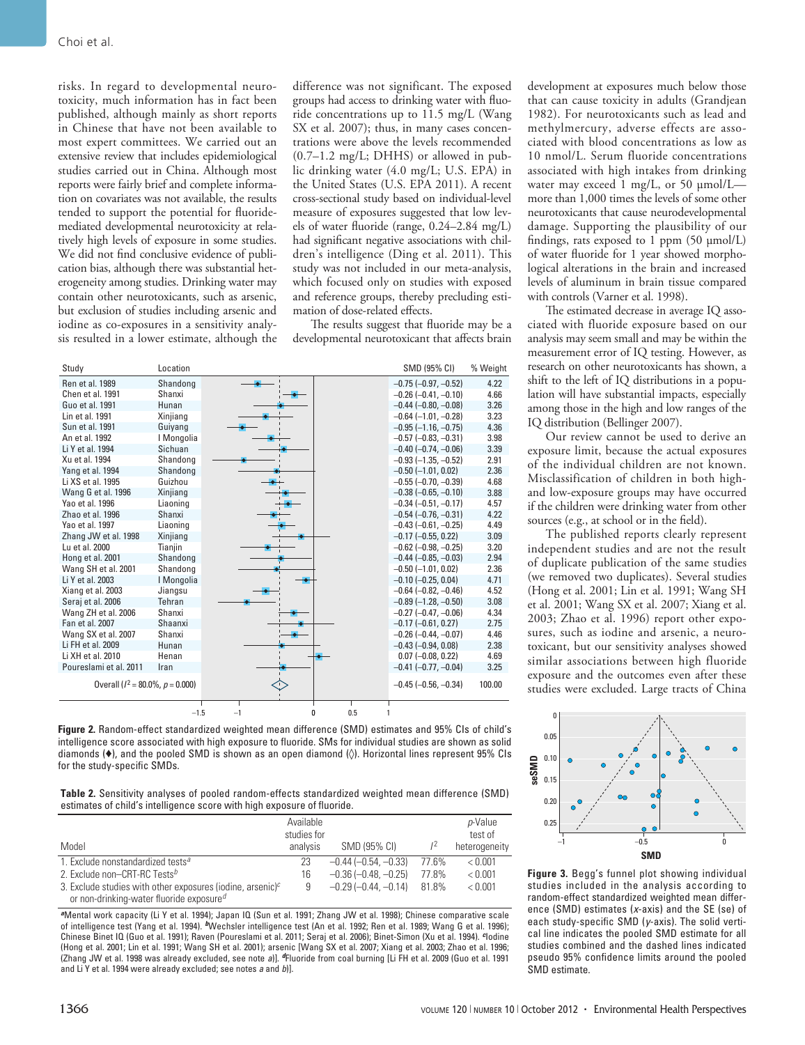risks. In regard to developmental neurotoxicity, much information has in fact been published, although mainly as short reports in Chinese that have not been available to most expert committees. We carried out an extensive review that includes epidemiological studies carried out in China. Although most reports were fairly brief and complete information on covariates was not available, the results tended to support the potential for fluoride-mediated developmental neurotoxicity at relatively high levels of exposure in some studies. We did not find conclusive evidence of publication bias, although there was substantial heterogeneity among studies. Drinking water may contain other neurotoxicants, such as arsenic, but exclusion of studies including arsenic and iodine as co-exposures in a sensitivity analysis resulted in a lower estimate, although the difference was not significant. The exposed groups had access to drinking water with fluoride concentrations up to 11.5 mg/L (Wang SX et al. 2007); thus, in many cases concentrations were above the levels recommended (0.7–1.2 mg/L; DHHS) or allowed in public drinking water (4.0 mg/L; U.S. EPA) in the United States (U.S. EPA 2011). A recent cross-sectional study based on individual-level measure of exposures suggested that low levels of water fluoride (range, 0.24–2.84 mg/L) had significant negative associations with children's intelligence (Ding et al. 2011). This study was not included in our meta-analysis, which focused only on studies with exposed and reference groups, thereby precluding estimation of dose-related effects.

The results suggest that fluoride may be a developmental neurotoxicant that affects brain development at exposures much below those that can cause toxicity in adults (Grandjean 1982). For neurotoxicants such as lead and methylmercury, adverse effects are associated with blood concentrations as low as 10 nmol/L. Serum fluoride concentrations associated with high intakes from drinking water may exceed 1 mg/L, or 50 μmol/L—more than 1,000 times the levels of some other neurotoxicants that cause neurodevelopmental damage. Supporting the plausibility of our findings, rats exposed to 1 ppm (50 μmol/L) of water fluoride for 1 year showed morphological alterations in the brain and increased levels of aluminum in brain tissue compared with controls (Varner et al. 1998).

The estimated decrease in average IQ associated with fluoride exposure based on our analysis may seem small and may be within the measurement error of IQ testing. However, as research on other neurotoxicants has shown, a shift to the left of IQ distributions in a population will have substantial impacts, especially among those in the high and low ranges of the IQ distribution (Bellinger 2007).

Our review cannot be used to derive an exposure limit, because the actual exposures of the individual children are not known. Misclassification of children in both high- and low-exposure groups may have occurred if the children were drinking water from other sources (e.g., at school or in the field).

The published reports clearly represent independent studies and are not the result of duplicate publication of the same studies (we removed two duplicates). Several studies (Hong et al. 2001; Lin et al. 1991; Wang SH et al. 2001; Wang SX et al. 2007; Xiang et al. 2003; Zhao et al. 1996) report other exposures, such as iodine and arsenic, a neurotoxicant, but our sensitivity analyses showed similar associations between high fluoride exposure and the outcomes even after these studies were excluded. Large tracts of China

| Study | Location | SMD (95% CI) | % Weight |
|---|---|---|---|
| Ren et al. 1989 | Shandong | –0.75 (–0.97, –0.52) | 4.22 |
| Chen et al. 1991 | Shanxi | –0.26 (–0.41, –0.10) | 4.66 |
| Guo et al. 1991 | Hunan | –0.44 (–0.80, –0.08) | 3.26 |
| Lin et al. 1991 | Xinjiang | –0.64 (–1.01, –0.28) | 3.23 |
| Sun et al. 1991 | Guiyang | –0.95 (–1.16, –0.75) | 4.36 |
| An et al. 1992 | I Mongolia | –0.57 (–0.83, –0.31) | 3.98 |
| Li Y et al. 1994 | Sichuan | –0.40 (–0.74, –0.06) | 3.39 |
| Xu et al. 1994 | Shandong | –0.93 (–1.35, –0.52) | 2.91 |
| Yang et al. 1994 | Shandong | –0.50 (–1.01, 0.02) | 2.36 |
| Li XS et al. 1995 | Guizhou | –0.55 (–0.70, –0.39) | 4.68 |
| Wang G et al. 1996 | Xinjiang | –0.38 (–0.65, –0.10) | 3.88 |
| Yao et al. 1996 | Liaoning | –0.34 (–0.51, –0.17) | 4.57 |
| Zhao et al. 1996 | Shanxi | –0.54 (–0.76, –0.31) | 4.22 |
| Yao et al. 1997 | Liaoning | –0.43 (–0.61, –0.25) | 4.49 |
| Zhang JW et al. 1998 | Xinjiang | –0.17 (–0.55, 0.22) | 3.09 |
| Lu et al. 2000 | Tianjin | –0.62 (–0.98, –0.25) | 3.20 |
| Hong et al. 2001 | Shandong | –0.44 (–0.85, –0.03) | 2.94 |
| Wang SH et al. 2001 | Shandong | –0.50 (–1.01, 0.02) | 2.36 |
| Li Y et al. 2003 | I Mongolia | –0.10 (–0.25, 0.04) | 4.71 |
| Xiang et al. 2003 | Jiangsu | –0.64 (–0.82, –0.46) | 4.52 |
| Seraj et al. 2006 | Tehran | –0.89 (–1.28, –0.50) | 3.08 |
| Wang ZH et al. 2006 | Shanxi | –0.27 (–0.47, –0.06) | 4.34 |
| Fan et al. 2007 | Shaanxi | –0.17 (–0.61, 0.27) | 2.75 |
| Wang SX et al. 2007 | Shanxi | –0.26 (–0.44, –0.07) | 4.46 |
| Li FH et al. 2009 | Hunan | –0.43 (–0.94, 0.08) | 2.38 |
| Li XH et al. 2010 | Henan | 0.07 (–0.08, 0.22) | 4.69 |
| Poureslami et al. 2011 | Iran | –0.41 (–0.77, –0.04) | 3.25 |
| Overall ($I^2$ = 80.0%, $p$ = 0.000) | | –0.45 (–0.56, –0.34) | 100.00 |

**Figure 2.** Random-effect standardized weighted mean difference (SMD) estimates and 95% CIs of child's intelligence score associated with high exposure to fluoride. SMs for individual studies are shown as solid diamonds (♦), and the pooled SMD is shown as an open diamond (◊). Horizontal lines represent 95% CIs for the study-specific SMDs.

**Table 2.** Sensitivity analyses of pooled random-effects standardized weighted mean difference (SMD) estimates of child's intelligence score with high exposure of fluoride.

| Model | Available studies for analysis | SMD (95% CI) | $I^2$ | $p$-Value test of heterogeneity |
|---|---|---|---|---|
| 1. Exclude nonstandardized tests[a] | 23 | –0.44 (–0.54, –0.33) | 77.6% | < 0.001 |
| 2. Exclude non–CRT-RC Tests[b] | 16 | –0.36 (–0.48, –0.25) | 77.8% | < 0.001 |
| 3. Exclude studies with other exposures (iodine, arsenic)[c] or non-drinking-water fluoride exposure[d] | 9 | –0.29 (–0.44, –0.14) | 81.8% | < 0.001 |

[a]Mental work capacity (Li Y et al. 1994); Japan IQ (Sun et al. 1991; Zhang JW et al. 1998); Chinese comparative scale of intelligence test (Yang et al. 1994). [b]Wechsler intelligence test (An et al. 1992; Ren et al. 1989; Wang G et al. 1996); Chinese Binet IQ (Guo et al. 1991); Raven (Poureslami et al. 2011; Seraj et al. 2006); Binet-Simon (Xu et al. 1994). [c]Iodine (Hong et al. 2001; Lin et al. 1991; Wang SH et al. 2001); arsenic [Wang SX et al. 2007; Xiang et al. 2003; Zhao et al. 1996; (Zhang JW et al. 1998 was already excluded, see note a)]. [d]Fluoride from coal burning [Li FH et al. 2009 (Guo et al. 1991 and Li Y et al. 1994 were already excluded; see notes a and b)].

**Figure 3.** Begg's funnel plot showing individual studies included in the analysis according to random-effect standardized weighted mean difference (SMD) estimates (x-axis) and the SE (se) of each study-specific SMD (y-axis). The solid vertical line indicates the pooled SMD estimate for all studies combined and the dashed lines indicated pseudo 95% confidence limits around the pooled SMD estimate.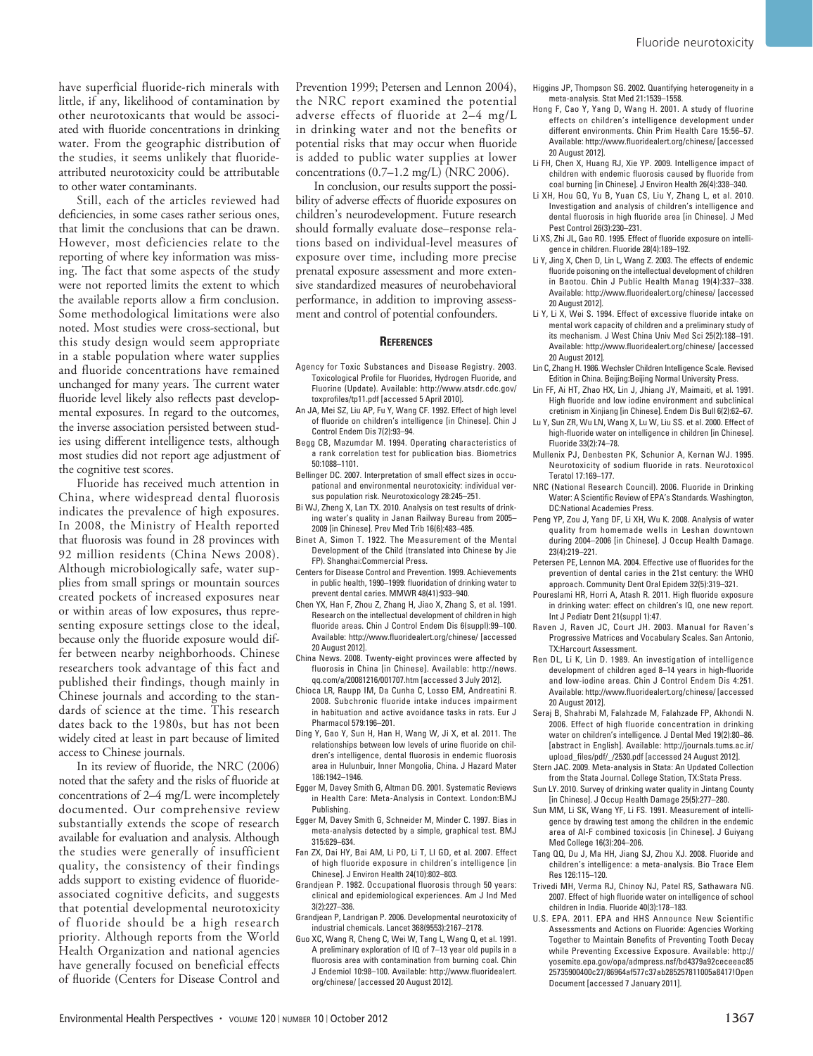have superficial fluoride-rich minerals with little, if any, likelihood of contamination by other neurotoxicants that would be associated with fluoride concentrations in drinking water. From the geographic distribution of the studies, it seems unlikely that fluoride-attributed neurotoxicity could be attributable to other water contaminants.

Still, each of the articles reviewed had deficiencies, in some cases rather serious ones, that limit the conclusions that can be drawn. However, most deficiencies relate to the reporting of where key information was missing. The fact that some aspects of the study were not reported limits the extent to which the available reports allow a firm conclusion. Some methodological limitations were also noted. Most studies were cross-sectional, but this study design would seem appropriate in a stable population where water supplies and fluoride concentrations have remained unchanged for many years. The current water fluoride level likely also reflects past developmental exposures. In regard to the outcomes, the inverse association persisted between studies using different intelligence tests, although most studies did not report age adjustment of the cognitive test scores.

Fluoride has received much attention in China, where widespread dental fluorosis indicates the prevalence of high exposures. In 2008, the Ministry of Health reported that fluorosis was found in 28 provinces with 92 million residents (China News 2008). Although microbiologically safe, water supplies from small springs or mountain sources created pockets of increased exposures near or within areas of low exposures, thus representing exposure settings close to the ideal, because only the fluoride exposure would differ between nearby neighborhoods. Chinese researchers took advantage of this fact and published their findings, though mainly in Chinese journals and according to the standards of science at the time. This research dates back to the 1980s, but has not been widely cited at least in part because of limited access to Chinese journals.

In its review of fluoride, the NRC (2006) noted that the safety and the risks of fluoride at concentrations of 2–4 mg/L were incompletely documented. Our comprehensive review substantially extends the scope of research available for evaluation and analysis. Although the studies were generally of insufficient quality, the consistency of their findings adds support to existing evidence of fluoride-associated cognitive deficits, and suggests that potential developmental neurotoxicity of fluoride should be a high research priority. Although reports from the World Health Organization and national agencies have generally focused on beneficial effects of fluoride (Centers for Disease Control and Prevention 1999; Petersen and Lennon 2004), the NRC report examined the potential adverse effects of fluoride at 2–4 mg/L in drinking water and not the benefits or potential risks that may occur when fluoride is added to public water supplies at lower concentrations (0.7–1.2 mg/L) (NRC 2006).

In conclusion, our results support the possibility of adverse effects of fluoride exposures on children's neurodevelopment. Future research should formally evaluate dose–response relations based on individual-level measures of exposure over time, including more precise prenatal exposure assessment and more extensive standardized measures of neurobehavioral performance, in addition to improving assessment and control of potential confounders.

## References

Agency for Toxic Substances and Disease Registry. 2003. Toxicological Profile for Fluorides, Hydrogen Fluoride, and Fluorine (Update). Available: http://www.atsdr.cdc.gov/toxprofiles/tp11.pdf [accessed 5 April 2010].

An JA, Mei SZ, Liu AP, Fu Y, Wang CF. 1992. Effect of high level of fluoride on children's intelligence [in Chinese]. Chin J Control Endem Dis 7(2):93–94.

Begg CB, Mazumdar M. 1994. Operating characteristics of a rank correlation test for publication bias. Biometrics 50:1088–1101.

Bellinger DC. 2007. Interpretation of small effect sizes in occupational and environmental neurotoxicity: individual versus population risk. Neurotoxicology 28:245–251.

Bi WJ, Zheng X, Lan TX. 2010. Analysis on test results of drinking water's quality in Janan Railway Bureau from 2005–2009 [in Chinese]. Prev Med Trib 16(6):483–485.

Binet A, Simon T. 1922. The Measurement of the Mental Development of the Child (translated into Chinese by Jie FP). Shanghai:Commercial Press.

Centers for Disease Control and Prevention. 1999. Achievements in public health, 1990–1999: fluoridation of drinking water to prevent dental caries. MMWR 48(41):933–940.

Chen YX, Han F, Zhou Z, Zhang H, Jiao X, Zhang S, et al. 1991. Research on the intellectual development of children in high fluoride areas. Chin J Control Endem Dis 6(suppl):99–100. Available: http://www.fluoridealert.org/chinese/ [accessed 20 August 2012].

China News. 2008. Twenty-eight provinces were affected by fluorosis in China [in Chinese]. Available: http://news.qq.com/a/20081216/001707.htm [accessed 3 July 2012].

Chioca LR, Raupp IM, Da Cunha C, Losso EM, Andreatini R. 2008. Subchronic fluoride intake induces impairment in habituation and active avoidance tasks in rats. Eur J Pharmacol 579:196–201.

Ding Y, Gao Y, Sun H, Han H, Wang W, Ji X, et al. 2011. The relationships between low levels of urine fluoride on children's intelligence, dental fluorosis in endemic fluorosis area in Hulunbuir, Inner Mongolia, China. J Hazard Mater 186:1942–1946.

Egger M, Davey Smith G, Altman DG. 2001. Systematic Reviews in Health Care: Meta-Analysis in Context. London:BMJ Publishing.

Egger M, Davey Smith G, Schneider M, Minder C. 1997. Bias in meta-analysis detected by a simple, graphical test. BMJ 315:629–634.

Fan ZX, Dai HY, Bai AM, Li PO, Li T, LI GD, et al. 2007. Effect of high fluoride exposure in children's intelligence [in Chinese]. J Environ Health 24(10):802–803.

Grandjean P. 1982. Occupational fluorosis through 50 years: clinical and epidemiological experiences. Am J Ind Med 3(2):227–336.

Grandjean P, Landrigan P. 2006. Developmental neurotoxicity of industrial chemicals. Lancet 368(9553):2167–2178.

Guo XC, Wang R, Cheng C, Wei W, Tang L, Wang Q, et al. 1991. A preliminary exploration of IQ of 7–13 year old pupils in a fluorosis area with contamination from burning coal. Chin J Endemiol 10:98–100. Available: http://www.fluoridealert.org/chinese/ [accessed 20 August 2012].

Higgins JP, Thompson SG. 2002. Quantifying heterogeneity in a meta-analysis. Stat Med 21:1539–1558.

Hong F, Cao Y, Yang D, Wang H. 2001. A study of fluorine effects on children's intelligence development under different environments. Chin Prim Health Care 15:56–57. Available: http://www.fluoridealert.org/chinese/ [accessed 20 August 2012].

Li FH, Chen X, Huang RJ, Xie YP. 2009. Intelligence impact of children with endemic fluorosis caused by fluoride from coal burning [in Chinese]. J Environ Health 26(4):338–340.

Li XH, Hou GQ, Yu B, Yuan CS, Liu Y, Zhang L, et al. 2010. Investigation and analysis of children's intelligence and dental fluorosis in high fluoride area [in Chinese]. J Med Pest Control 26(3):230–231.

Li XS, Zhi JL, Gao RO. 1995. Effect of fluoride exposure on intelligence in children. Fluoride 28(4):189–192.

Li Y, Jing X, Chen D, Lin L, Wang Z. 2003. The effects of endemic fluoride poisoning on the intellectual development of children in Baotou. Chin J Public Health Manag 19(4):337–338. Available: http://www.fluoridealert.org/chinese/ [accessed 20 August 2012].

Li Y, Li X, Wei S. 1994. Effect of excessive fluoride intake on mental work capacity of children and a preliminary study of its mechanism. J West China Univ Med Sci 25(2):188–191. Available: http://www.fluoridealert.org/chinese/ [accessed 20 August 2012].

Lin C, Zhang H. 1986. Wechsler Children Intelligence Scale. Revised Edition in China. Beijing:Beijing Normal University Press.

Lin FF, Ai HT, Zhao HX, Lin J, Jhiang JY, Maimaiti, et al. 1991. High fluoride and low iodine environment and subclinical cretinism in Xinjiang [in Chinese]. Endem Dis Bull 6(2):62–67.

Lu Y, Sun ZR, Wu LN, Wang X, Lu W, Liu SS. et al. 2000. Effect of high-fluoride water on intelligence in children [in Chinese]. Fluoride 33(2):74–78.

Mullenix PJ, Denbesten PK, Schunior A, Kernan WJ. 1995. Neurotoxicity of sodium fluoride in rats. Neurotoxicol Teratol 17:169–177.

NRC (National Research Council). 2006. Fluoride in Drinking Water: A Scientific Review of EPA's Standards. Washington, DC:National Academies Press.

Peng YP, Zou J, Yang DF, Li XH, Wu K. 2008. Analysis of water quality from homemade wells in Leshan downtown during 2004–2006 [in Chinese]. J Occup Health Damage. 23(4):219–221.

Petersen PE, Lennon MA. 2004. Effective use of fluorides for the prevention of dental caries in the 21st century: the WHO approach. Community Dent Oral Epidem 32(5):319–321.

Poureslami HR, Horri A, Atash R. 2011. High fluoride exposure in drinking water: effect on children's IQ, one new report. Int J Pediatr Dent 21(suppl 1):47.

Raven J, Raven JC, Court JH. 2003. Manual for Raven's Progressive Matrices and Vocabulary Scales. San Antonio, TX:Harcourt Assessment.

Ren DL, Li K, Lin D. 1989. An investigation of intelligence development of children aged 8–14 years in high-fluoride and low-iodine areas. Chin J Control Endem Dis 4:251. Available: http://www.fluoridealert.org/chinese/ [accessed 20 August 2012].

Seraj B, Shahrabi M, Falahzade M, Falahzade FP, Akhondi N. 2006. Effect of high fluoride concentration in drinking water on children's intelligence. J Dental Med 19(2):80–86. [abstract in English]. Available: http://journals.tums.ac.ir/upload_files/pdf/_/2530.pdf [accessed 24 August 2012].

Stern JAC. 2009. Meta-analysis in Stata: An Updated Collection from the Stata Journal. College Station, TX:Stata Press.

Sun LY. 2010. Survey of drinking water quality in Jintang County [in Chinese]. J Occup Health Damage 25(5):277–280.

Sun MM, Li SK, Wang YF, Li FS. 1991. Measurement of intelligence by drawing test among the children in the endemic area of Al-F combined toxicosis [in Chinese]. J Guiyang Med College 16(3):204–206.

Tang QQ, Du J, Ma HH, Jiang SJ, Zhou XJ. 2008. Fluoride and children's intelligence: a meta-analysis. Bio Trace Elem Res 126:115–120.

Trivedi MH, Verma RJ, Chinoy NJ, Patel RS, Sathawara NG. 2007. Effect of high fluoride water on intelligence of school children in India. Fluoride 40(3):178–183.

U.S. EPA. 2011. EPA and HHS Announce New Scientific Assessments and Actions on Fluoride: Agencies Working Together to Maintain Benefits of Preventing Tooth Decay while Preventing Excessive Exposure. Available: http://yosemite.epa.gov/opa/admpress.nsf/bd4379a92ceceeac8525735900400c27/86964af577c37ab285257811005a8417!OpenDocument [accessed 7 January 2011].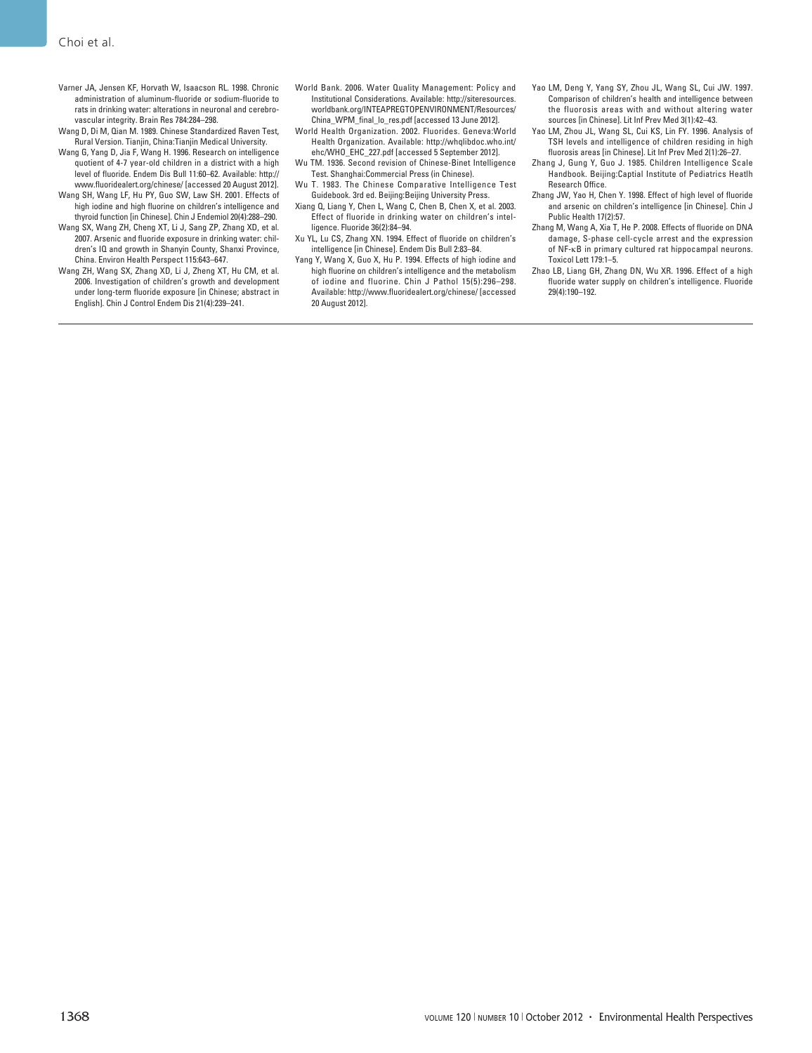Varner JA, Jensen KF, Horvath W, Isaacson RL. 1998. Chronic administration of aluminum-fluoride or sodium-fluoride to rats in drinking water: alterations in neuronal and cerebrovascular integrity. Brain Res 784:284–298.

Wang D, Di M, Qian M. 1989. Chinese Standardized Raven Test, Rural Version. Tianjin, China:Tianjin Medical University.

Wang G, Yang D, Jia F, Wang H. 1996. Research on intelligence quotient of 4-7 year-old children in a district with a high level of fluoride. Endem Dis Bull 11:60–62. Available: http://www.fluoridealert.org/chinese/ [accessed 20 August 2012].

Wang SH, Wang LF, Hu PY, Guo SW, Law SH. 2001. Effects of high iodine and high fluorine on children's intelligence and thyroid function [in Chinese]. Chin J Endemiol 20(4):288–290.

Wang SX, Wang ZH, Cheng XT, Li J, Sang ZP, Zhang XD, et al. 2007. Arsenic and fluoride exposure in drinking water: children's IQ and growth in Shanyin County, Shanxi Province, China. Environ Health Perspect 115:643–647.

Wang ZH, Wang SX, Zhang XD, Li J, Zheng XT, Hu CM, et al. 2006. Investigation of children's growth and development under long-term fluoride exposure [in Chinese; abstract in English]. Chin J Control Endem Dis 21(4):239–241.

World Bank. 2006. Water Quality Management: Policy and Institutional Considerations. Available: http://siteresources.worldbank.org/INTEAPREGTOPENVIRONMENT/Resources/China_WPM_final_lo_res.pdf [accessed 13 June 2012].

World Health Organization. 2002. Fluorides. Geneva:World Health Organization. Available: http://whqlibdoc.who.int/ehc/WHO_EHC_227.pdf [accessed 5 September 2012].

Wu TM. 1936. Second revision of Chinese-Binet Intelligence Test. Shanghai:Commercial Press (in Chinese).

Wu T. 1983. The Chinese Comparative Intelligence Test Guidebook. 3rd ed. Beijing:Beijing University Press.

Xiang Q, Liang Y, Chen L, Wang C, Chen B, Chen X, et al. 2003. Effect of fluoride in drinking water on children's intelligence. Fluoride 36(2):84–94.

Xu YL, Lu CS, Zhang XN. 1994. Effect of fluoride on children's intelligence [in Chinese]. Endem Dis Bull 2:83–84.

Yang Y, Wang X, Guo X, Hu P. 1994. Effects of high iodine and high fluorine on children's intelligence and the metabolism of iodine and fluorine. Chin J Pathol 15(5):296–298. Available: http://www.fluoridealert.org/chinese/ [accessed 20 August 2012].

Yao LM, Deng Y, Yang SY, Zhou JL, Wang SL, Cui JW. 1997. Comparison of children's health and intelligence between the fluorosis areas with and without altering water sources [in Chinese]. Lit Inf Prev Med 3(1):42–43.

Yao LM, Zhou JL, Wang SL, Cui KS, Lin FY. 1996. Analysis of TSH levels and intelligence of children residing in high fluorosis areas [in Chinese]. Lit Inf Prev Med 2(1):26–27.

Zhang J, Gung Y, Guo J. 1985. Children Intelligence Scale Handbook. Beijing:Captial Institute of Pediatrics Heatlh Research Office.

Zhang JW, Yao H, Chen Y. 1998. Effect of high level of fluoride and arsenic on children's intelligence [in Chinese]. Chin J Public Health 17(2):57.

Zhang M, Wang A, Xia T, He P. 2008. Effects of fluoride on DNA damage, S-phase cell-cycle arrest and the expression of NF-κB in primary cultured rat hippocampal neurons. Toxicol Lett 179:1–5.

Zhao LB, Liang GH, Zhang DN, Wu XR. 1996. Effect of a high fluoride water supply on children's intelligence. Fluoride 29(4):190–192.